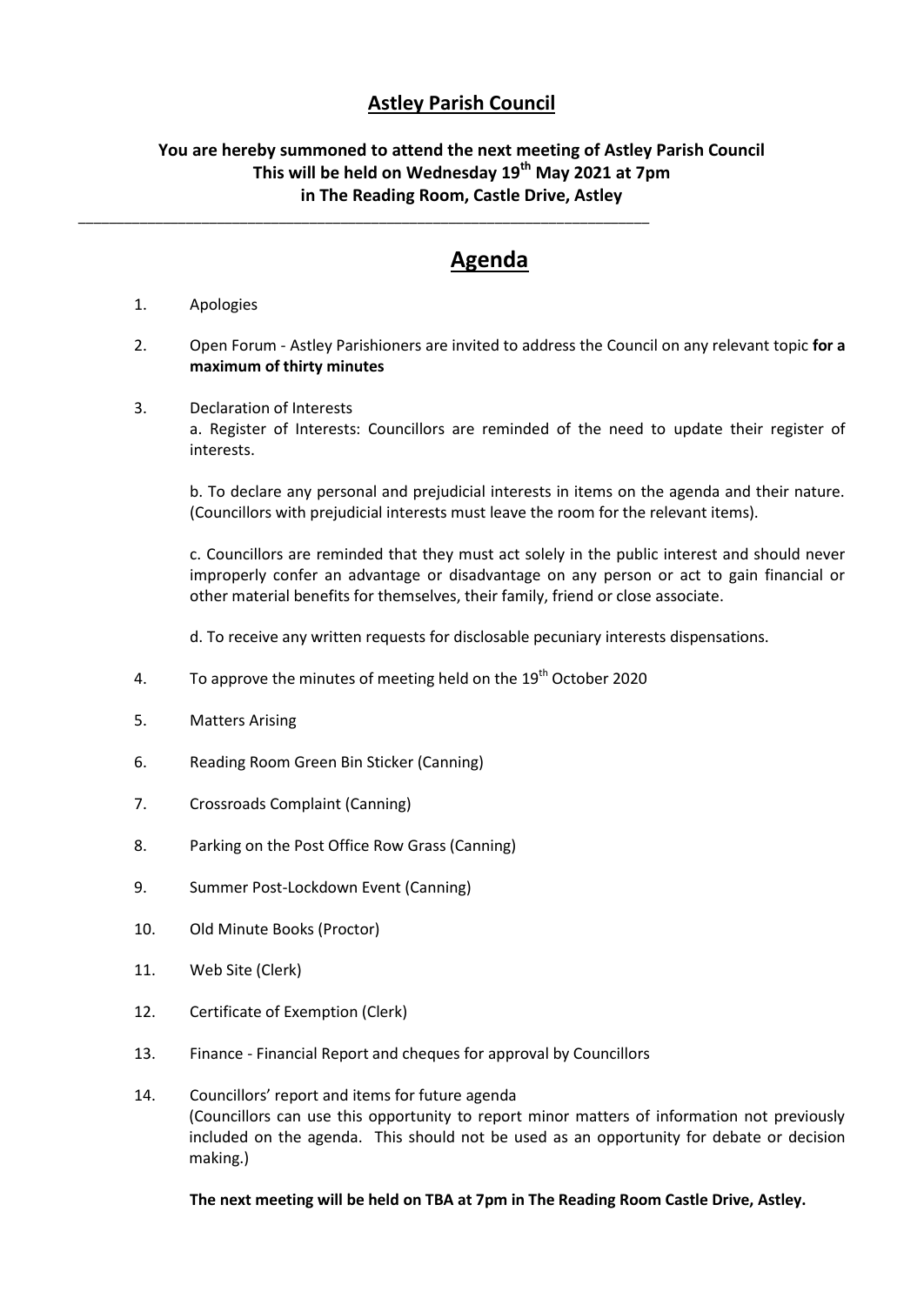# Astley Parish Council

**You are hereby summoned to attend the next meeting of Astley Parish Council**
**This will be held on Wednesday 19th May 2021 at 7pm**
**in The Reading Room, Castle Drive, Astley**

---

## Agenda

1. Apologies

2. Open Forum - Astley Parishioners are invited to address the Council on any relevant topic **for a maximum of thirty minutes**

3. Declaration of Interests

   a. Register of Interests: Councillors are reminded of the need to update their register of interests.

   b. To declare any personal and prejudicial interests in items on the agenda and their nature. (Councillors with prejudicial interests must leave the room for the relevant items).

   c. Councillors are reminded that they must act solely in the public interest and should never improperly confer an advantage or disadvantage on any person or act to gain financial or other material benefits for themselves, their family, friend or close associate.

   d. To receive any written requests for disclosable pecuniary interests dispensations.

4. To approve the minutes of meeting held on the 19th October 2020

5. Matters Arising

6. Reading Room Green Bin Sticker (Canning)

7. Crossroads Complaint (Canning)

8. Parking on the Post Office Row Grass (Canning)

9. Summer Post-Lockdown Event (Canning)

10. Old Minute Books (Proctor)

11. Web Site (Clerk)

12. Certificate of Exemption (Clerk)

13. Finance - Financial Report and cheques for approval by Councillors

14. Councillors' report and items for future agenda
    (Councillors can use this opportunity to report minor matters of information not previously included on the agenda. This should not be used as an opportunity for debate or decision making.)

**The next meeting will be held on TBA at 7pm in The Reading Room Castle Drive, Astley.**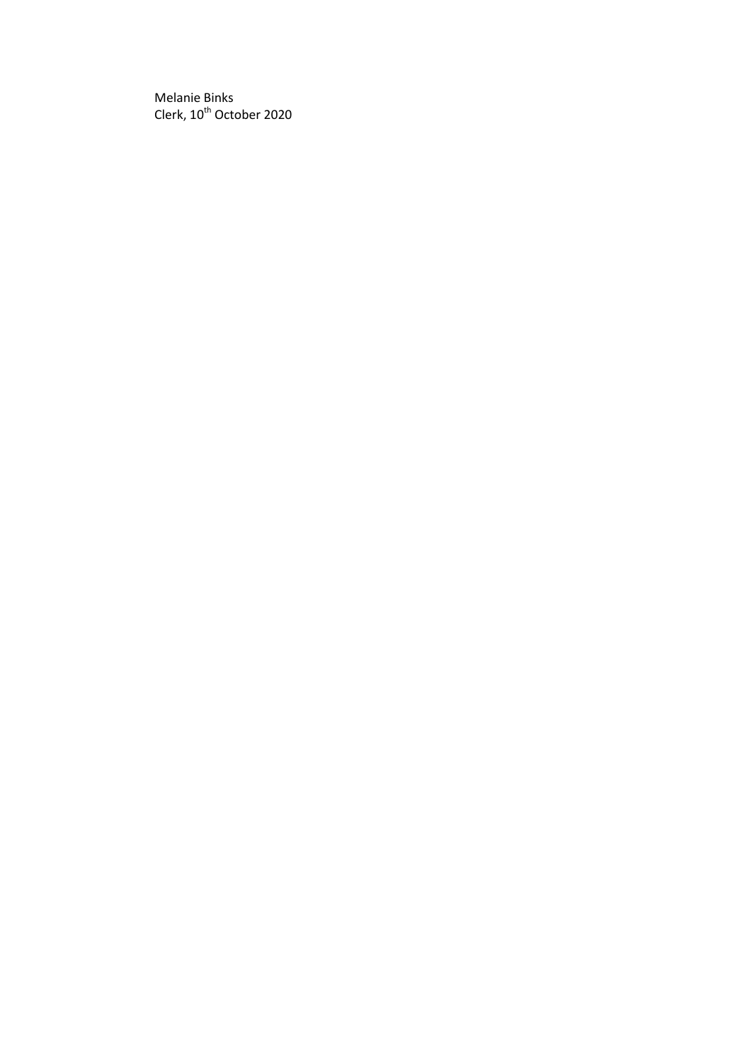Melanie Binks
Clerk, 10th October 2020